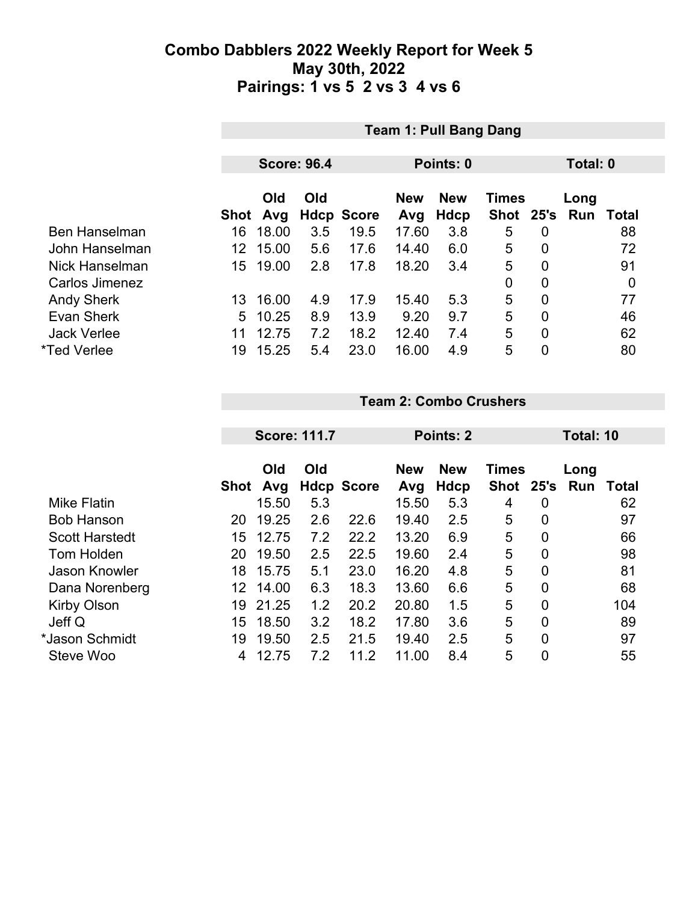# Combo Dabblers 2022 Weekly Report for Week 5
## May 30th, 2022
## Pairings: 1 vs 5  2 vs 3  4 vs 6

| | Team 1: Pull Bang Dang | | | | | | | | | |
|---|---|---|---|---|---|---|---|---|---|---|
| | Score: 96.4 | | | | Points: 0 | | | Total: 0 | | |
| | Shot | Old Avg | Old Hdcp | Score | New Avg | New Hdcp | Times Shot | 25's | Long Run | Total |
| Ben Hanselman | 16 | 18.00 | 3.5 | 19.5 | 17.60 | 3.8 | 5 | 0 | | 88 |
| John Hanselman | 12 | 15.00 | 5.6 | 17.6 | 14.40 | 6.0 | 5 | 0 | | 72 |
| Nick Hanselman | 15 | 19.00 | 2.8 | 17.8 | 18.20 | 3.4 | 5 | 0 | | 91 |
| Carlos Jimenez | | | | | | | 0 | 0 | | 0 |
| Andy Sherk | 13 | 16.00 | 4.9 | 17.9 | 15.40 | 5.3 | 5 | 0 | | 77 |
| Evan Sherk | 5 | 10.25 | 8.9 | 13.9 | 9.20 | 9.7 | 5 | 0 | | 46 |
| Jack Verlee | 11 | 12.75 | 7.2 | 18.2 | 12.40 | 7.4 | 5 | 0 | | 62 |
| *Ted Verlee | 19 | 15.25 | 5.4 | 23.0 | 16.00 | 4.9 | 5 | 0 | | 80 |

| | Team 2: Combo Crushers | | | | | | | | | |
|---|---|---|---|---|---|---|---|---|---|---|
| | Score: 111.7 | | | | Points: 2 | | | Total: 10 | | |
| | Shot | Old Avg | Old Hdcp | Score | New Avg | New Hdcp | Times Shot | 25's | Long Run | Total |
| Mike Flatin | | 15.50 | 5.3 | | 15.50 | 5.3 | 4 | 0 | | 62 |
| Bob Hanson | 20 | 19.25 | 2.6 | 22.6 | 19.40 | 2.5 | 5 | 0 | | 97 |
| Scott Harstedt | 15 | 12.75 | 7.2 | 22.2 | 13.20 | 6.9 | 5 | 0 | | 66 |
| Tom Holden | 20 | 19.50 | 2.5 | 22.5 | 19.60 | 2.4 | 5 | 0 | | 98 |
| Jason Knowler | 18 | 15.75 | 5.1 | 23.0 | 16.20 | 4.8 | 5 | 0 | | 81 |
| Dana Norenberg | 12 | 14.00 | 6.3 | 18.3 | 13.60 | 6.6 | 5 | 0 | | 68 |
| Kirby Olson | 19 | 21.25 | 1.2 | 20.2 | 20.80 | 1.5 | 5 | 0 | | 104 |
| Jeff Q | 15 | 18.50 | 3.2 | 18.2 | 17.80 | 3.6 | 5 | 0 | | 89 |
| *Jason Schmidt | 19 | 19.50 | 2.5 | 21.5 | 19.40 | 2.5 | 5 | 0 | | 97 |
| Steve Woo | 4 | 12.75 | 7.2 | 11.2 | 11.00 | 8.4 | 5 | 0 | | 55 |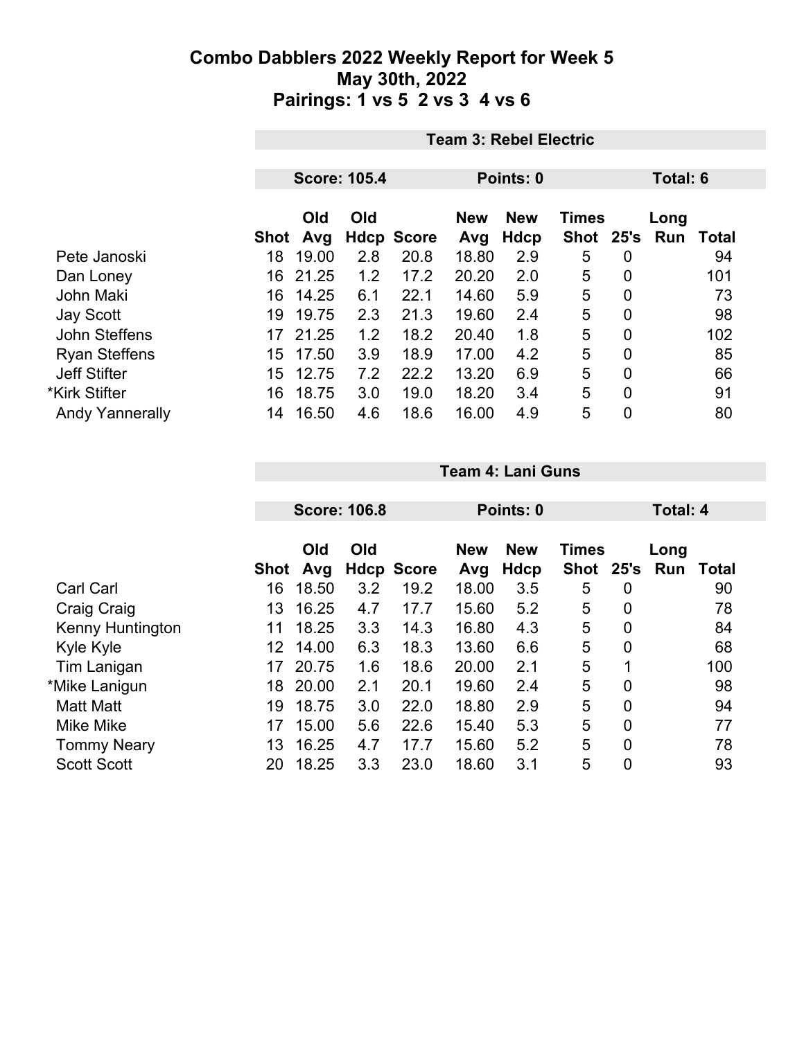# Combo Dabblers 2022 Weekly Report for Week 5
## May 30th, 2022
## Pairings: 1 vs 5  2 vs 3  4 vs 6

### Team 3: Rebel Electric

**Score: 105.4** | **Points: 0** | **Total: 6**

| | Shot | Old Avg | Old Hdcp | Score | New Avg | New Hdcp | Times Shot | 25's | Long Run | Total |
|---|---|---|---|---|---|---|---|---|---|---|
| Pete Janoski | 18 | 19.00 | 2.8 | 20.8 | 18.80 | 2.9 | 5 | 0 | | 94 |
| Dan Loney | 16 | 21.25 | 1.2 | 17.2 | 20.20 | 2.0 | 5 | 0 | | 101 |
| John Maki | 16 | 14.25 | 6.1 | 22.1 | 14.60 | 5.9 | 5 | 0 | | 73 |
| Jay Scott | 19 | 19.75 | 2.3 | 21.3 | 19.60 | 2.4 | 5 | 0 | | 98 |
| John Steffens | 17 | 21.25 | 1.2 | 18.2 | 20.40 | 1.8 | 5 | 0 | | 102 |
| Ryan Steffens | 15 | 17.50 | 3.9 | 18.9 | 17.00 | 4.2 | 5 | 0 | | 85 |
| Jeff Stifter | 15 | 12.75 | 7.2 | 22.2 | 13.20 | 6.9 | 5 | 0 | | 66 |
| *Kirk Stifter | 16 | 18.75 | 3.0 | 19.0 | 18.20 | 3.4 | 5 | 0 | | 91 |
| Andy Yannerally | 14 | 16.50 | 4.6 | 18.6 | 16.00 | 4.9 | 5 | 0 | | 80 |

### Team 4: Lani Guns

**Score: 106.8** | **Points: 0** | **Total: 4**

| | Shot | Old Avg | Old Hdcp | Score | New Avg | New Hdcp | Times Shot | 25's | Long Run | Total |
|---|---|---|---|---|---|---|---|---|---|---|
| Carl Carl | 16 | 18.50 | 3.2 | 19.2 | 18.00 | 3.5 | 5 | 0 | | 90 |
| Craig Craig | 13 | 16.25 | 4.7 | 17.7 | 15.60 | 5.2 | 5 | 0 | | 78 |
| Kenny Huntington | 11 | 18.25 | 3.3 | 14.3 | 16.80 | 4.3 | 5 | 0 | | 84 |
| Kyle Kyle | 12 | 14.00 | 6.3 | 18.3 | 13.60 | 6.6 | 5 | 0 | | 68 |
| Tim Lanigan | 17 | 20.75 | 1.6 | 18.6 | 20.00 | 2.1 | 5 | 1 | | 100 |
| *Mike Lanigun | 18 | 20.00 | 2.1 | 20.1 | 19.60 | 2.4 | 5 | 0 | | 98 |
| Matt Matt | 19 | 18.75 | 3.0 | 22.0 | 18.80 | 2.9 | 5 | 0 | | 94 |
| Mike Mike | 17 | 15.00 | 5.6 | 22.6 | 15.40 | 5.3 | 5 | 0 | | 77 |
| Tommy Neary | 13 | 16.25 | 4.7 | 17.7 | 15.60 | 5.2 | 5 | 0 | | 78 |
| Scott Scott | 20 | 18.25 | 3.3 | 23.0 | 18.60 | 3.1 | 5 | 0 | | 93 |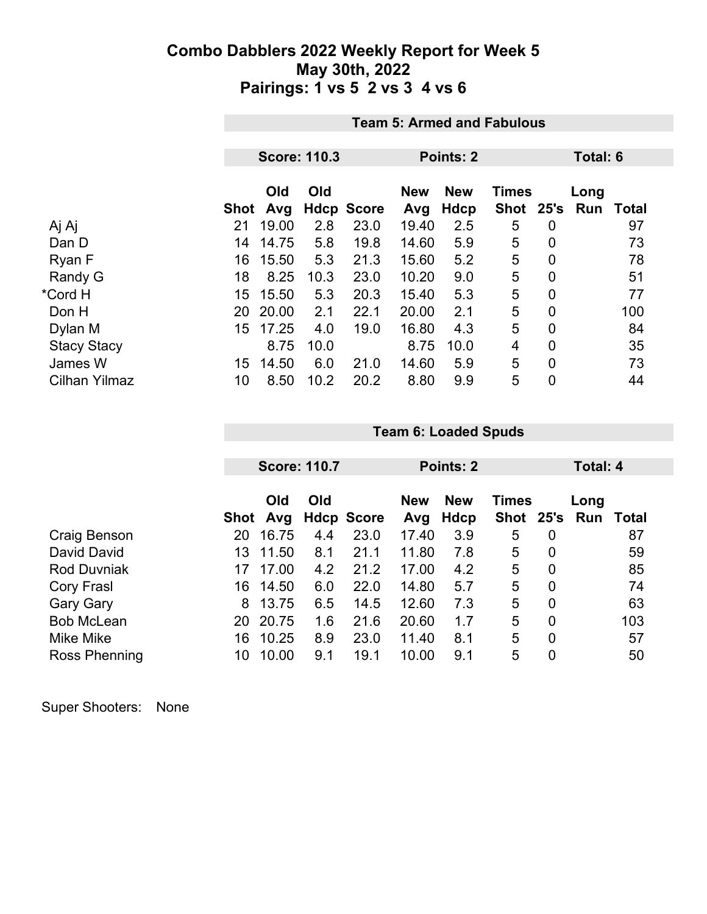# Combo Dabblers 2022 Weekly Report for Week 5
## May 30th, 2022
## Pairings: 1 vs 5 2 vs 3 4 vs 6

### Team 5: Armed and Fabulous

**Score: 110.3** | **Points: 2** | **Total: 6**

| | Shot | Old Avg | Old Hdcp | Score | New Avg | New Hdcp | Times Shot | 25's | Long Run | Total |
|---|---|---|---|---|---|---|---|---|---|---|
| Aj Aj | 21 | 19.00 | 2.8 | 23.0 | 19.40 | 2.5 | 5 | 0 | | 97 |
| Dan D | 14 | 14.75 | 5.8 | 19.8 | 14.60 | 5.9 | 5 | 0 | | 73 |
| Ryan F | 16 | 15.50 | 5.3 | 21.3 | 15.60 | 5.2 | 5 | 0 | | 78 |
| Randy G | 18 | 8.25 | 10.3 | 23.0 | 10.20 | 9.0 | 5 | 0 | | 51 |
| *Cord H | 15 | 15.50 | 5.3 | 20.3 | 15.40 | 5.3 | 5 | 0 | | 77 |
| Don H | 20 | 20.00 | 2.1 | 22.1 | 20.00 | 2.1 | 5 | 0 | | 100 |
| Dylan M | 15 | 17.25 | 4.0 | 19.0 | 16.80 | 4.3 | 5 | 0 | | 84 |
| Stacy Stacy | | 8.75 | 10.0 | | 8.75 | 10.0 | 4 | 0 | | 35 |
| James W | 15 | 14.50 | 6.0 | 21.0 | 14.60 | 5.9 | 5 | 0 | | 73 |
| Cilhan Yilmaz | 10 | 8.50 | 10.2 | 20.2 | 8.80 | 9.9 | 5 | 0 | | 44 |

### Team 6: Loaded Spuds

**Score: 110.7** | **Points: 2** | **Total: 4**

| | Shot | Old Avg | Old Hdcp | Score | New Avg | New Hdcp | Times Shot | 25's | Long Run | Total |
|---|---|---|---|---|---|---|---|---|---|---|
| Craig Benson | 20 | 16.75 | 4.4 | 23.0 | 17.40 | 3.9 | 5 | 0 | | 87 |
| David David | 13 | 11.50 | 8.1 | 21.1 | 11.80 | 7.8 | 5 | 0 | | 59 |
| Rod Duvniak | 17 | 17.00 | 4.2 | 21.2 | 17.00 | 4.2 | 5 | 0 | | 85 |
| Cory Frasl | 16 | 14.50 | 6.0 | 22.0 | 14.80 | 5.7 | 5 | 0 | | 74 |
| Gary Gary | 8 | 13.75 | 6.5 | 14.5 | 12.60 | 7.3 | 5 | 0 | | 63 |
| Bob McLean | 20 | 20.75 | 1.6 | 21.6 | 20.60 | 1.7 | 5 | 0 | | 103 |
| Mike Mike | 16 | 10.25 | 8.9 | 23.0 | 11.40 | 8.1 | 5 | 0 | | 57 |
| Ross Phenning | 10 | 10.00 | 9.1 | 19.1 | 10.00 | 9.1 | 5 | 0 | | 50 |

Super Shooters: None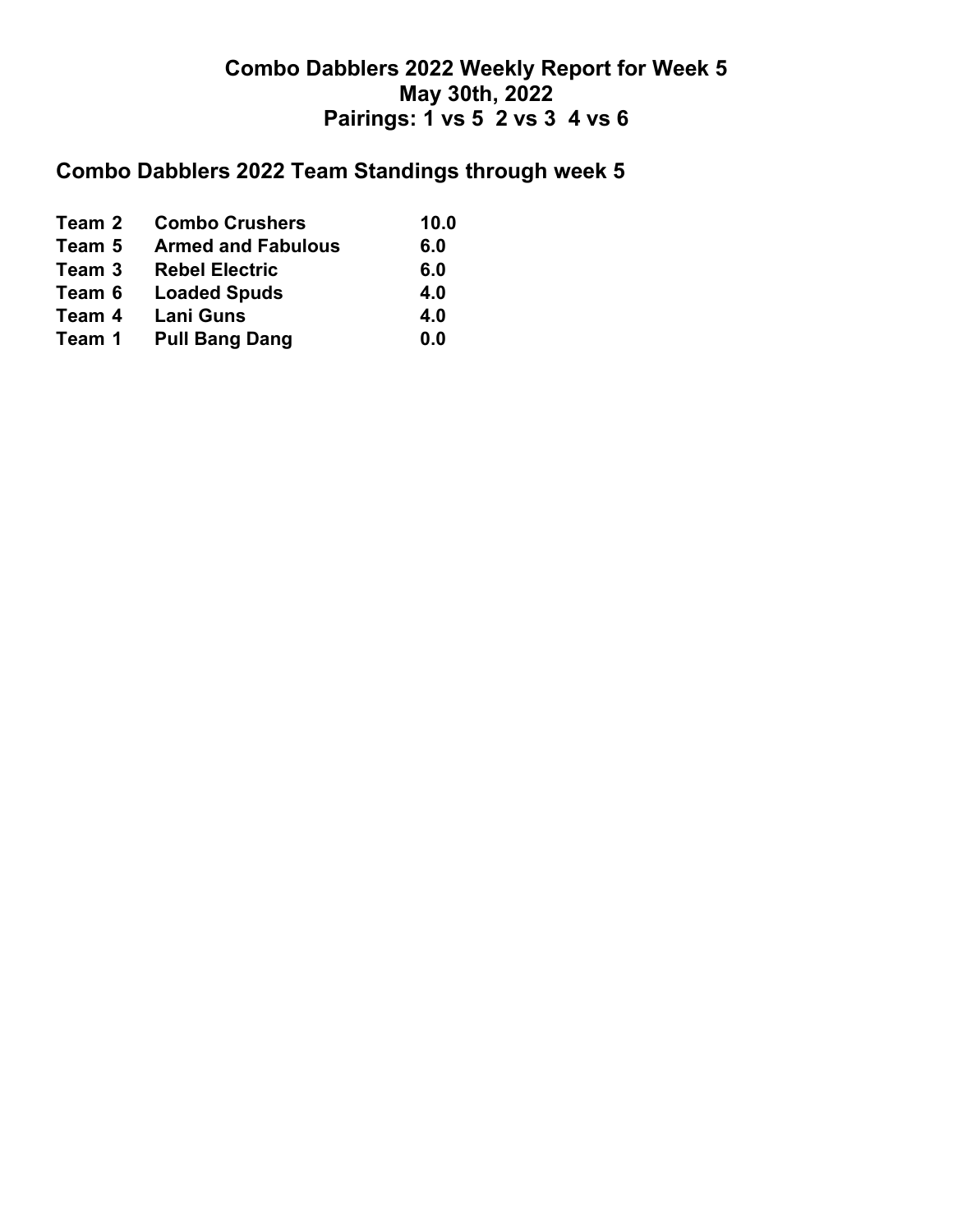# Combo Dabblers 2022 Weekly Report for Week 5
## May 30th, 2022
## Pairings: 1 vs 5  2 vs 3  4 vs 6

## Combo Dabblers 2022 Team Standings through week 5

| Team | Name | Points |
|---|---|---|
| Team 2 | Combo Crushers | 10.0 |
| Team 5 | Armed and Fabulous | 6.0 |
| Team 3 | Rebel Electric | 6.0 |
| Team 6 | Loaded Spuds | 4.0 |
| Team 4 | Lani Guns | 4.0 |
| Team 1 | Pull Bang Dang | 0.0 |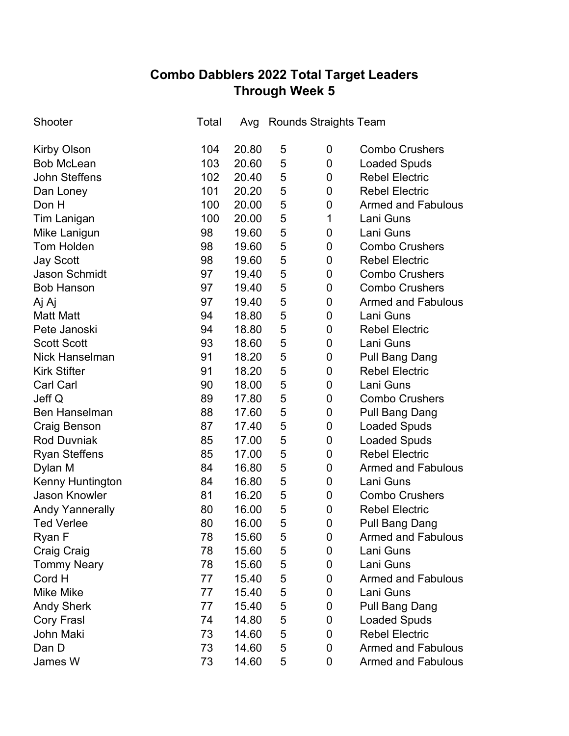# Combo Dabblers 2022 Total Target Leaders
## Through Week 5

| Shooter | Total | Avg | Rounds | Straights | Team |
|---|---|---|---|---|---|
| Kirby Olson | 104 | 20.80 | 5 | 0 | Combo Crushers |
| Bob McLean | 103 | 20.60 | 5 | 0 | Loaded Spuds |
| John Steffens | 102 | 20.40 | 5 | 0 | Rebel Electric |
| Dan Loney | 101 | 20.20 | 5 | 0 | Rebel Electric |
| Don H | 100 | 20.00 | 5 | 0 | Armed and Fabulous |
| Tim Lanigan | 100 | 20.00 | 5 | 1 | Lani Guns |
| Mike Lanigun | 98 | 19.60 | 5 | 0 | Lani Guns |
| Tom Holden | 98 | 19.60 | 5 | 0 | Combo Crushers |
| Jay Scott | 98 | 19.60 | 5 | 0 | Rebel Electric |
| Jason Schmidt | 97 | 19.40 | 5 | 0 | Combo Crushers |
| Bob Hanson | 97 | 19.40 | 5 | 0 | Combo Crushers |
| Aj Aj | 97 | 19.40 | 5 | 0 | Armed and Fabulous |
| Matt Matt | 94 | 18.80 | 5 | 0 | Lani Guns |
| Pete Janoski | 94 | 18.80 | 5 | 0 | Rebel Electric |
| Scott Scott | 93 | 18.60 | 5 | 0 | Lani Guns |
| Nick Hanselman | 91 | 18.20 | 5 | 0 | Pull Bang Dang |
| Kirk Stifter | 91 | 18.20 | 5 | 0 | Rebel Electric |
| Carl Carl | 90 | 18.00 | 5 | 0 | Lani Guns |
| Jeff Q | 89 | 17.80 | 5 | 0 | Combo Crushers |
| Ben Hanselman | 88 | 17.60 | 5 | 0 | Pull Bang Dang |
| Craig Benson | 87 | 17.40 | 5 | 0 | Loaded Spuds |
| Rod Duvniak | 85 | 17.00 | 5 | 0 | Loaded Spuds |
| Ryan Steffens | 85 | 17.00 | 5 | 0 | Rebel Electric |
| Dylan M | 84 | 16.80 | 5 | 0 | Armed and Fabulous |
| Kenny Huntington | 84 | 16.80 | 5 | 0 | Lani Guns |
| Jason Knowler | 81 | 16.20 | 5 | 0 | Combo Crushers |
| Andy Yannerally | 80 | 16.00 | 5 | 0 | Rebel Electric |
| Ted Verlee | 80 | 16.00 | 5 | 0 | Pull Bang Dang |
| Ryan F | 78 | 15.60 | 5 | 0 | Armed and Fabulous |
| Craig Craig | 78 | 15.60 | 5 | 0 | Lani Guns |
| Tommy Neary | 78 | 15.60 | 5 | 0 | Lani Guns |
| Cord H | 77 | 15.40 | 5 | 0 | Armed and Fabulous |
| Mike Mike | 77 | 15.40 | 5 | 0 | Lani Guns |
| Andy Sherk | 77 | 15.40 | 5 | 0 | Pull Bang Dang |
| Cory Frasl | 74 | 14.80 | 5 | 0 | Loaded Spuds |
| John Maki | 73 | 14.60 | 5 | 0 | Rebel Electric |
| Dan D | 73 | 14.60 | 5 | 0 | Armed and Fabulous |
| James W | 73 | 14.60 | 5 | 0 | Armed and Fabulous |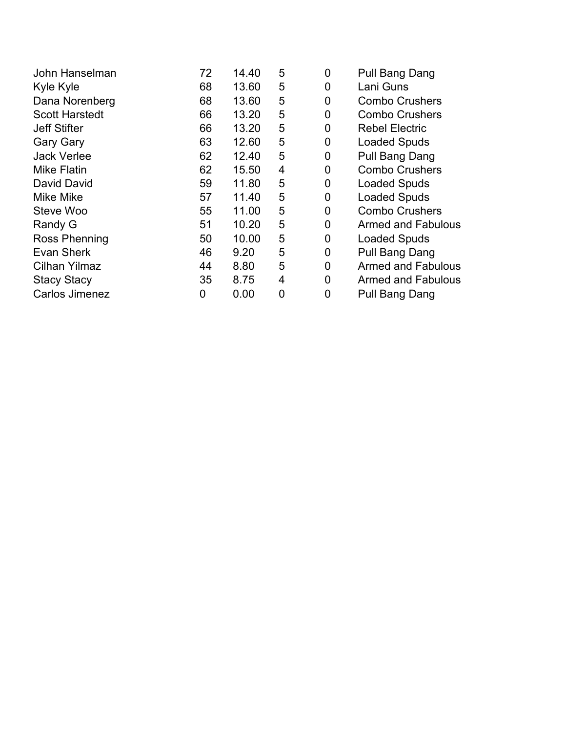| | | | | | |
|---|---|---|---|---|---|
| John Hanselman | 72 | 14.40 | 5 | 0 | Pull Bang Dang |
| Kyle Kyle | 68 | 13.60 | 5 | 0 | Lani Guns |
| Dana Norenberg | 68 | 13.60 | 5 | 0 | Combo Crushers |
| Scott Harstedt | 66 | 13.20 | 5 | 0 | Combo Crushers |
| Jeff Stifter | 66 | 13.20 | 5 | 0 | Rebel Electric |
| Gary Gary | 63 | 12.60 | 5 | 0 | Loaded Spuds |
| Jack Verlee | 62 | 12.40 | 5 | 0 | Pull Bang Dang |
| Mike Flatin | 62 | 15.50 | 4 | 0 | Combo Crushers |
| David David | 59 | 11.80 | 5 | 0 | Loaded Spuds |
| Mike Mike | 57 | 11.40 | 5 | 0 | Loaded Spuds |
| Steve Woo | 55 | 11.00 | 5 | 0 | Combo Crushers |
| Randy G | 51 | 10.20 | 5 | 0 | Armed and Fabulous |
| Ross Phenning | 50 | 10.00 | 5 | 0 | Loaded Spuds |
| Evan Sherk | 46 | 9.20 | 5 | 0 | Pull Bang Dang |
| Cilhan Yilmaz | 44 | 8.80 | 5 | 0 | Armed and Fabulous |
| Stacy Stacy | 35 | 8.75 | 4 | 0 | Armed and Fabulous |
| Carlos Jimenez | 0 | 0.00 | 0 | 0 | Pull Bang Dang |